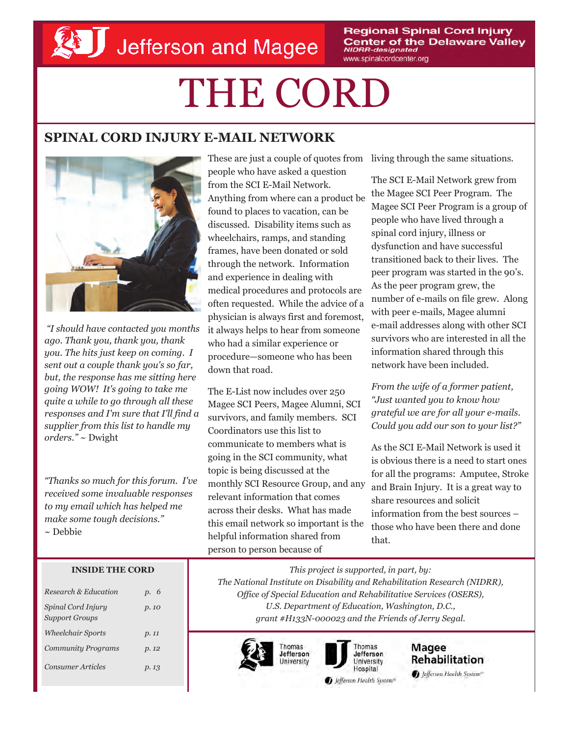Jefferson and Magee

Regional Spinal Cord Injury Center of the Delaware Valley
NIDRR-designated
www.spinalcordcenter.org

# THE CORD

## SPINAL CORD INJURY E-MAIL NETWORK

*"I should have contacted you months ago. Thank you, thank you, thank you. The hits just keep on coming. I sent out a couple thank you's so far, but, the response has me sitting here going WOW! It's going to take me quite a while to go through all these responses and I'm sure that I'll find a supplier from this list to handle my orders."* ~ Dwight

*"Thanks so much for this forum. I've received some invaluable responses to my email which has helped me make some tough decisions."* ~ Debbie

These are just a couple of quotes from people who have asked a question from the SCI E-Mail Network. Anything from where can a product be found to places to vacation, can be discussed. Disability items such as wheelchairs, ramps, and standing frames, have been donated or sold through the network. Information and experience in dealing with medical procedures and protocols are often requested. While the advice of a physician is always first and foremost, it always helps to hear from someone who had a similar experience or procedure—someone who has been down that road.

The E-List now includes over 250 Magee SCI Peers, Magee Alumni, SCI survivors, and family members. SCI Coordinators use this list to communicate to members what is going in the SCI community, what topic is being discussed at the monthly SCI Resource Group, and any relevant information that comes across their desks. What has made this email network so important is the helpful information shared from person to person because of living through the same situations.

The SCI E-Mail Network grew from the Magee SCI Peer Program. The Magee SCI Peer Program is a group of people who have lived through a spinal cord injury, illness or dysfunction and have successful transitioned back to their lives. The peer program was started in the 90's. As the peer program grew, the number of e-mails on file grew. Along with peer e-mails, Magee alumni e-mail addresses along with other SCI survivors who are interested in all the information shared through this network have been included.

*From the wife of a former patient, "Just wanted you to know how grateful we are for all your e-mails. Could you add our son to your list?"*

As the SCI E-Mail Network is used it is obvious there is a need to start ones for all the programs: Amputee, Stroke and Brain Injury. It is a great way to share resources and solicit information from the best sources – those who have been there and done that.

**INSIDE THE CORD**

| | |
|---|---|
| *Research & Education* | *p. 6* |
| *Spinal Cord Injury Support Groups* | *p. 10* |
| *Wheelchair Sports* | *p. 11* |
| *Community Programs* | *p. 12* |
| *Consumer Articles* | *p. 13* |

*This project is supported, in part, by:*
*The National Institute on Disability and Rehabilitative Research (NIDRR), Office of Special Education and Rehabilitative Services (OSERS), U.S. Department of Education, Washington, D.C., grant #H133N-000023 and the Friends of Jerry Segal.*

Thomas Jefferson University | Thomas Jefferson University Hospital | Magee Rehabilitation | Jefferson Health System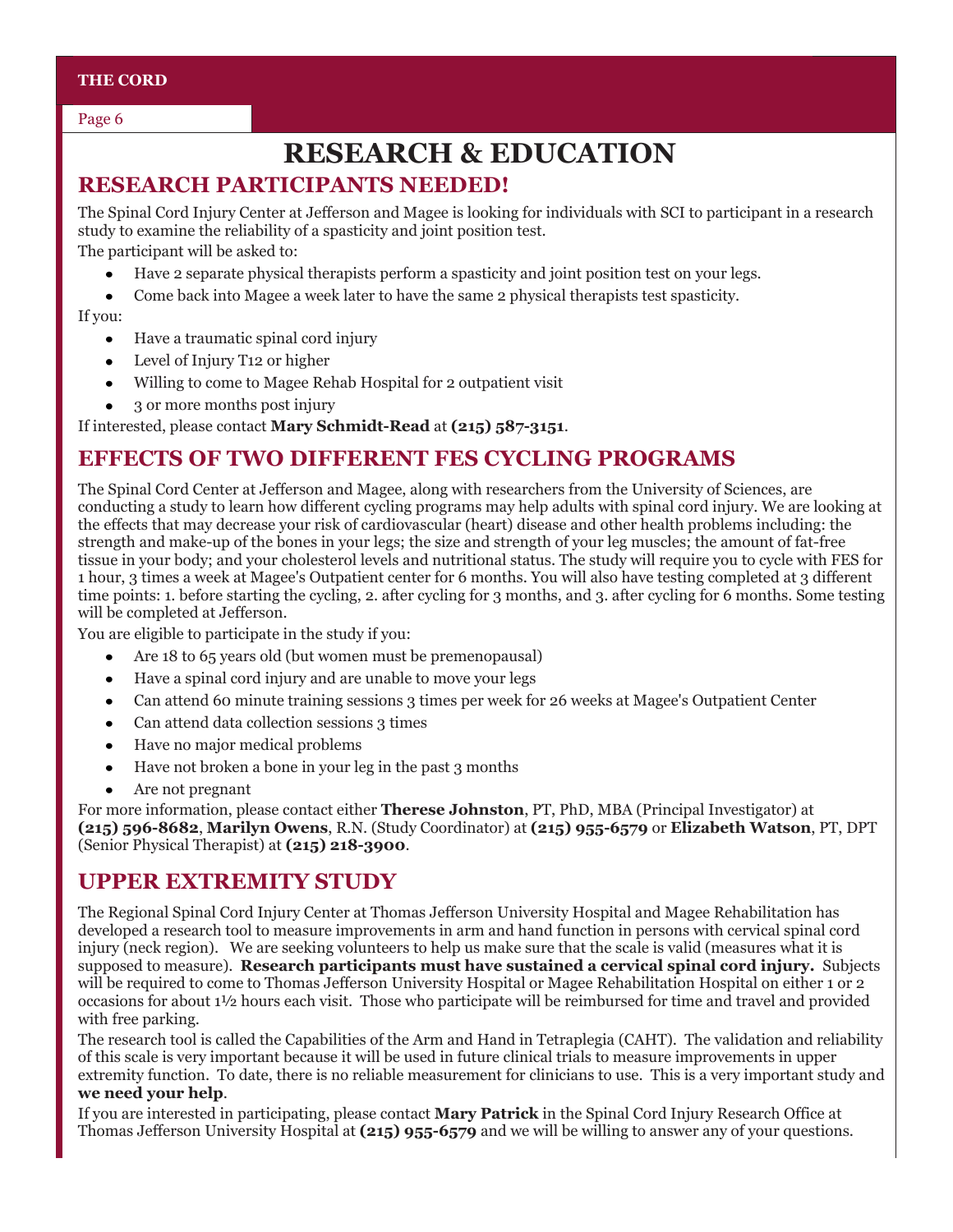# RESEARCH & EDUCATION

## RESEARCH PARTICIPANTS NEEDED!

The Spinal Cord Injury Center at Jefferson and Magee is looking for individuals with SCI to participant in a research study to examine the reliability of a spasticity and joint position test.

The participant will be asked to:

- Have 2 separate physical therapists perform a spasticity and joint position test on your legs.
- Come back into Magee a week later to have the same 2 physical therapists test spasticity.

If you:

- Have a traumatic spinal cord injury
- Level of Injury T12 or higher
- Willing to come to Magee Rehab Hospital for 2 outpatient visit
- 3 or more months post injury

If interested, please contact **Mary Schmidt-Read** at **(215) 587-3151**.

## EFFECTS OF TWO DIFFERENT FES CYCLING PROGRAMS

The Spinal Cord Center at Jefferson and Magee, along with researchers from the University of Sciences, are conducting a study to learn how different cycling programs may help adults with spinal cord injury. We are looking at the effects that may decrease your risk of cardiovascular (heart) disease and other health problems including: the strength and make-up of the bones in your legs; the size and strength of your leg muscles; the amount of fat-free tissue in your body; and your cholesterol levels and nutritional status. The study will require you to cycle with FES for 1 hour, 3 times a week at Magee's Outpatient center for 6 months. You will also have testing completed at 3 different time points: 1. before starting the cycling, 2. after cycling for 3 months, and 3. after cycling for 6 months. Some testing will be completed at Jefferson.

You are eligible to participate in the study if you:

- Are 18 to 65 years old (but women must be premenopausal)
- Have a spinal cord injury and are unable to move your legs
- Can attend 60 minute training sessions 3 times per week for 26 weeks at Magee's Outpatient Center
- Can attend data collection sessions 3 times
- Have no major medical problems
- Have not broken a bone in your leg in the past 3 months
- Are not pregnant

For more information, please contact either **Therese Johnston**, PT, PhD, MBA (Principal Investigator) at **(215) 596-8682**, **Marilyn Owens**, R.N. (Study Coordinator) at **(215) 955-6579** or **Elizabeth Watson**, PT, DPT (Senior Physical Therapist) at **(215) 218-3900**.

## UPPER EXTREMITY STUDY

The Regional Spinal Cord Injury Center at Thomas Jefferson University Hospital and Magee Rehabilitation has developed a research tool to measure improvements in arm and hand function in persons with cervical spinal cord injury (neck region). We are seeking volunteers to help us make sure that the scale is valid (measures what it is supposed to measure). **Research participants must have sustained a cervical spinal cord injury.** Subjects will be required to come to Thomas Jefferson University Hospital or Magee Rehabilitation Hospital on either 1 or 2 occasions for about 1½ hours each visit. Those who participate will be reimbursed for time and travel and provided with free parking.

The research tool is called the Capabilities of the Arm and Hand in Tetraplegia (CAHT). The validation and reliability of this scale is very important because it will be used in future clinical trials to measure improvements in upper extremity function. To date, there is no reliable measurement for clinicians to use. This is a very important study and **we need your help**.

If you are interested in participating, please contact **Mary Patrick** in the Spinal Cord Injury Research Office at Thomas Jefferson University Hospital at **(215) 955-6579** and we will be willing to answer any of your questions.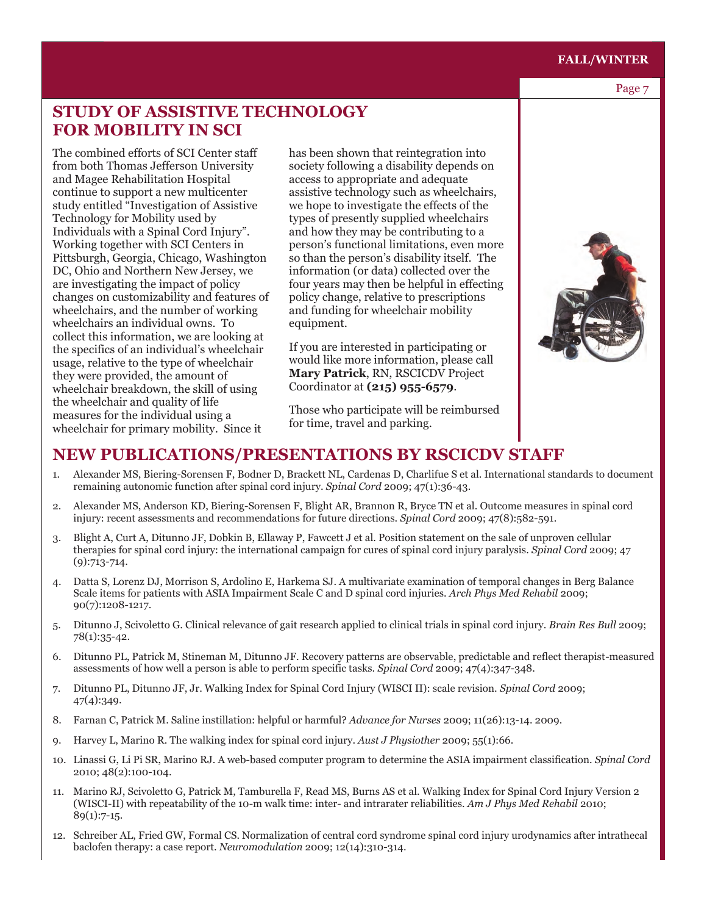## STUDY OF ASSISTIVE TECHNOLOGY FOR MOBILITY IN SCI

The combined efforts of SCI Center staff from both Thomas Jefferson University and Magee Rehabilitation Hospital continue to support a new multicenter study entitled "Investigation of Assistive Technology for Mobility used by Individuals with a Spinal Cord Injury". Working together with SCI Centers in Pittsburgh, Georgia, Chicago, Washington DC, Ohio and Northern New Jersey, we are investigating the impact of policy changes on customizability and features of wheelchairs, and the number of working wheelchairs an individual owns. To collect this information, we are looking at the specifics of an individual's wheelchair usage, relative to the type of wheelchair they were provided, the amount of wheelchair breakdown, the skill of using the wheelchair and quality of life measures for the individual using a wheelchair for primary mobility. Since it has been shown that reintegration into society following a disability depends on access to appropriate and adequate assistive technology such as wheelchairs, we hope to investigate the effects of the types of presently supplied wheelchairs and how they may be contributing to a person's functional limitations, even more so than the person's disability itself. The information (or data) collected over the four years may then be helpful in effecting policy change, relative to prescriptions and funding for wheelchair mobility equipment.

If you are interested in participating or would like more information, please call **Mary Patrick**, RN, RSCICDV Project Coordinator at **(215) 955-6579**.

Those who participate will be reimbursed for time, travel and parking.

## NEW PUBLICATIONS/PRESENTATIONS BY RSCICDV STAFF

1. Alexander MS, Biering-Sorensen F, Bodner D, Brackett NL, Cardenas D, Charlifue S et al. International standards to document remaining autonomic function after spinal cord injury. *Spinal Cord* 2009; 47(1):36-43.
2. Alexander MS, Anderson KD, Biering-Sorensen F, Blight AR, Brannon R, Bryce TN et al. Outcome measures in spinal cord injury: recent assessments and recommendations for future directions. *Spinal Cord* 2009; 47(8):582-591.
3. Blight A, Curt A, Ditunno JF, Dobkin B, Ellaway P, Fawcett J et al. Position statement on the sale of unproven cellular therapies for spinal cord injury: the international campaign for cures of spinal cord injury paralysis. *Spinal Cord* 2009; 47 (9):713-714.
4. Datta S, Lorenz DJ, Morrison S, Ardolino E, Harkema SJ. A multivariate examination of temporal changes in Berg Balance Scale items for patients with ASIA Impairment Scale C and D spinal cord injuries. *Arch Phys Med Rehabil* 2009; 90(7):1208-1217.
5. Ditunno J, Scivoletto G. Clinical relevance of gait research applied to clinical trials in spinal cord injury. *Brain Res Bull* 2009; 78(1):35-42.
6. Ditunno PL, Patrick M, Stineman M, Ditunno JF. Recovery patterns are observable, predictable and reflect therapist-measured assessments of how well a person is able to perform specific tasks. *Spinal Cord* 2009; 47(4):347-348.
7. Ditunno PL, Ditunno JF, Jr. Walking Index for Spinal Cord Injury (WISCI II): scale revision. *Spinal Cord* 2009; 47(4):349.
8. Farnan C, Patrick M. Saline instillation: helpful or harmful? *Advance for Nurses* 2009; 11(26):13-14. 2009.
9. Harvey L, Marino R. The walking index for spinal cord injury. *Aust J Physiother* 2009; 55(1):66.
10. Linassi G, Li Pi SR, Marino RJ. A web-based computer program to determine the ASIA impairment classification. *Spinal Cord* 2010; 48(2):100-104.
11. Marino RJ, Scivoletto G, Patrick M, Tamburella F, Read MS, Burns AS et al. Walking Index for Spinal Cord Injury Version 2 (WISCI-II) with repeatability of the 10-m walk time: inter- and intrarater reliabilities. *Am J Phys Med Rehabil* 2010; 89(1):7-15.
12. Schreiber AL, Fried GW, Formal CS. Normalization of central cord syndrome spinal cord injury urodynamics after intrathecal baclofen therapy: a case report. *Neuromodulation* 2009; 12(14):310-314.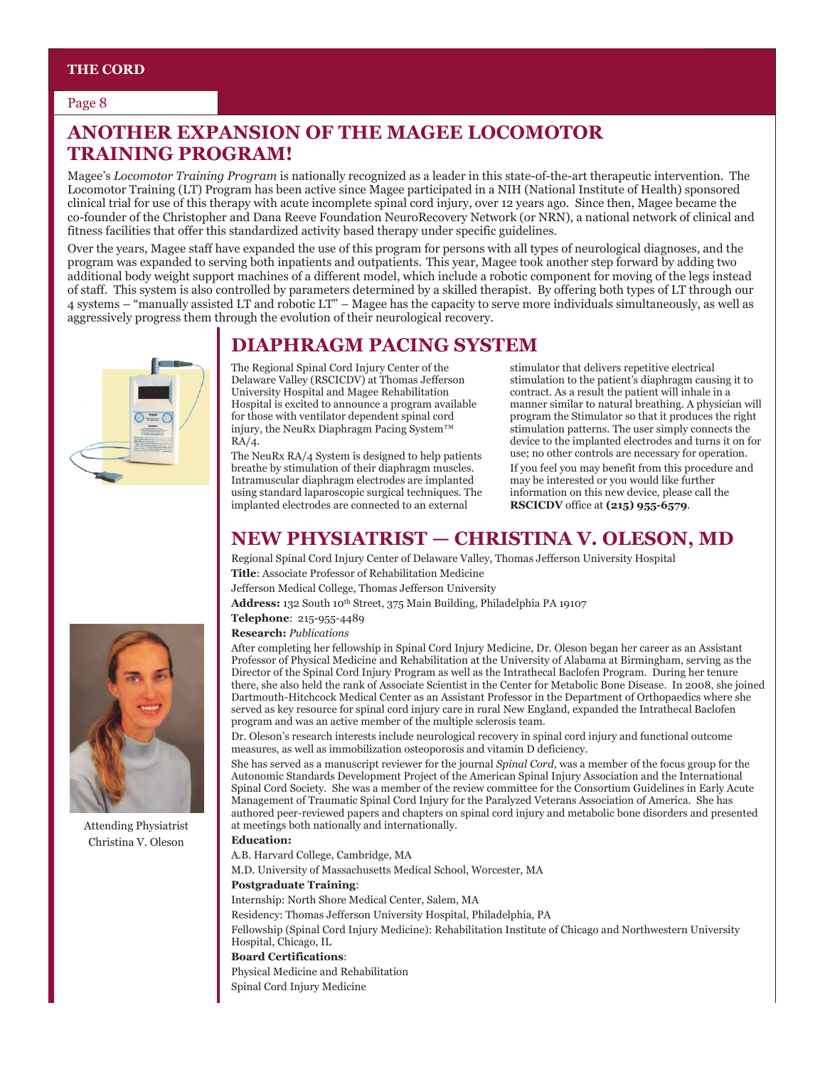## ANOTHER EXPANSION OF THE MAGEE LOCOMOTOR TRAINING PROGRAM!

Magee's *Locomotor Training Program* is nationally recognized as a leader in this state-of-the-art therapeutic intervention. The Locomotor Training (LT) Program has been active since Magee participated in a NIH (National Institute of Health) sponsored clinical trial for use of this therapy with acute incomplete spinal cord injury, over 12 years ago. Since then, Magee became the co-founder of the Christopher and Dana Reeve Foundation NeuroRecovery Network (or NRN), a national network of clinical and fitness facilities that offer this standardized activity based therapy under specific guidelines.

Over the years, Magee staff have expanded the use of this program for persons with all types of neurological diagnoses, and the program was expanded to serving both inpatients and outpatients. This year, Magee took another step forward by adding two additional body weight support machines of a different model, which include a robotic component for moving of the legs instead of staff. This system is also controlled by parameters determined by a skilled therapist. By offering both types of LT through our 4 systems – "manually assisted LT and robotic LT" – Magee has the capacity to serve more individuals simultaneously, as well as aggressively progress them through the evolution of their neurological recovery.

## DIAPHRAGM PACING SYSTEM

The Regional Spinal Cord Injury Center of the Delaware Valley (RSCICDV) at Thomas Jefferson University Hospital and Magee Rehabilitation Hospital is excited to announce a program available for those with ventilator dependent spinal cord injury, the NeuRx Diaphragm Pacing System™ RA/4.

The NeuRx RA/4 System is designed to help patients breathe by stimulation of their diaphragm muscles. Intramuscular diaphragm electrodes are implanted using standard laparoscopic surgical techniques. The implanted electrodes are connected to an external stimulator that delivers repetitive electrical stimulation to the patient's diaphragm causing it to contract. As a result the patient will inhale in a manner similar to natural breathing. A physician will program the Stimulator so that it produces the right stimulation patterns. The user simply connects the device to the implanted electrodes and turns it on for use; no other controls are necessary for operation.

If you feel you may benefit from this procedure and may be interested or you would like further information on this new device, please call the **RSCICDV** office at **(215) 955-6579**.

## NEW PHYSIATRIST — CHRISTINA V. OLESON, MD

Regional Spinal Cord Injury Center of Delaware Valley, Thomas Jefferson University Hospital

**Title**: Associate Professor of Rehabilitation Medicine

Jefferson Medical College, Thomas Jefferson University

**Address:** 132 South 10th Street, 375 Main Building, Philadelphia PA 19107

**Telephone**: 215-955-4489

**Research:** *Publications*

After completing her fellowship in Spinal Cord Injury Medicine, Dr. Oleson began her career as an Assistant Professor of Physical Medicine and Rehabilitation at the University of Alabama at Birmingham, serving as the Director of the Spinal Cord Injury Program as well as the Intrathecal Baclofen Program. During her tenure there, she also held the rank of Associate Scientist in the Center for Metabolic Bone Disease. In 2008, she joined Dartmouth-Hitchcock Medical Center as an Assistant Professor in the Department of Orthopaedics where she served as key resource for spinal cord injury care in rural New England, expanded the Intrathecal Baclofen program and was an active member of the multiple sclerosis team.

Dr. Oleson's research interests include neurological recovery in spinal cord injury and functional outcome measures, as well as immobilization osteoporosis and vitamin D deficiency.

She has served as a manuscript reviewer for the journal *Spinal Cord*, was a member of the focus group for the Autonomic Standards Development Project of the American Spinal Injury Association and the International Spinal Cord Society. She was a member of the review committee for the Consortium Guidelines in Early Acute Management of Traumatic Spinal Cord Injury for the Paralyzed Veterans Association of America. She has authored peer-reviewed papers and chapters on spinal cord injury and metabolic bone disorders and presented at meetings both nationally and internationally.

**Education:**

A.B. Harvard College, Cambridge, MA

M.D. University of Massachusetts Medical School, Worcester, MA

**Postgraduate Training**:

Internship: North Shore Medical Center, Salem, MA

Residency: Thomas Jefferson University Hospital, Philadelphia, PA

Fellowship (Spinal Cord Injury Medicine): Rehabilitation Institute of Chicago and Northwestern University Hospital, Chicago, IL

**Board Certifications**:

Physical Medicine and Rehabilitation

Spinal Cord Injury Medicine

Attending Physiatrist Christina V. Oleson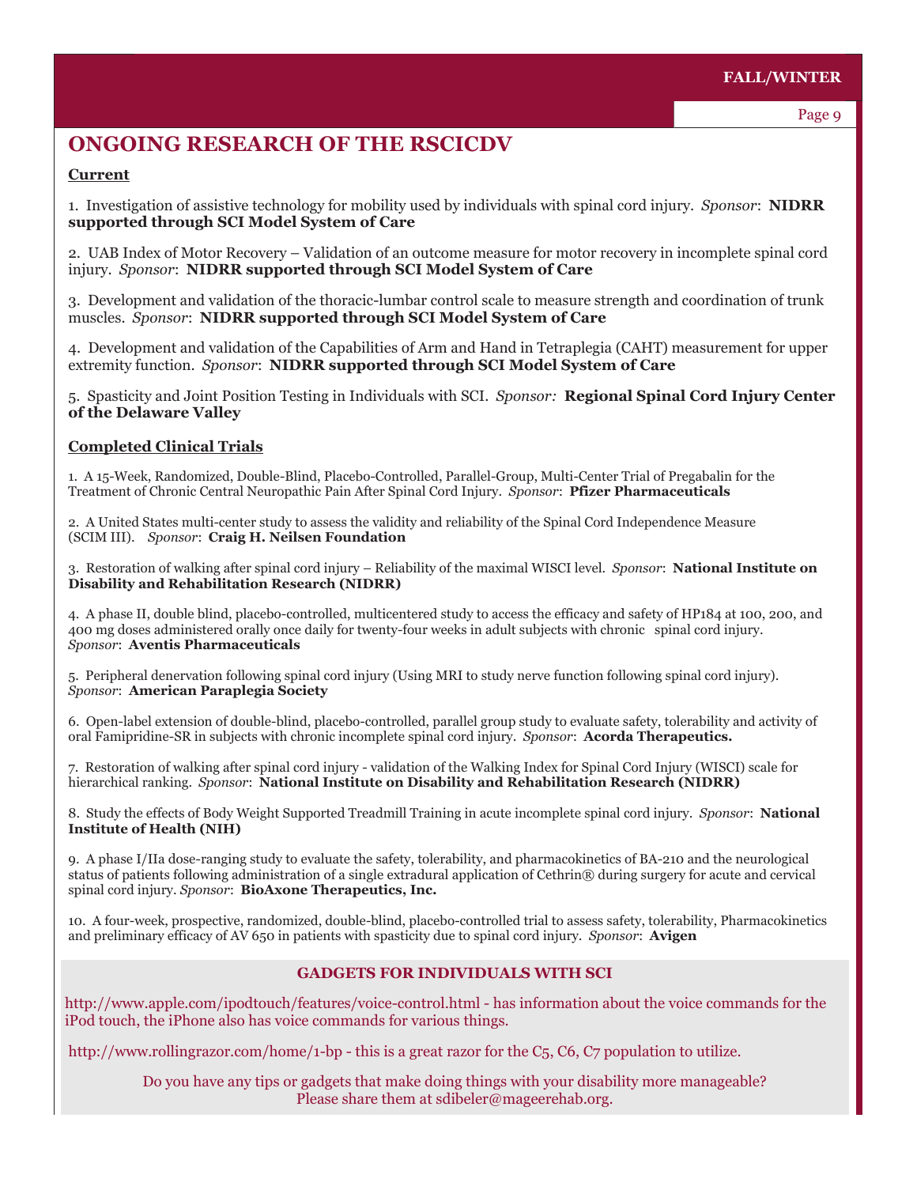# ONGOING RESEARCH OF THE RSCICDV

**Current**

1. Investigation of assistive technology for mobility used by individuals with spinal cord injury. *Sponsor*: **NIDRR supported through SCI Model System of Care**

2. UAB Index of Motor Recovery – Validation of an outcome measure for motor recovery in incomplete spinal cord injury. *Sponsor*: **NIDRR supported through SCI Model System of Care**

3. Development and validation of the thoracic-lumbar control scale to measure strength and coordination of trunk muscles. *Sponsor*: **NIDRR supported through SCI Model System of Care**

4. Development and validation of the Capabilities of Arm and Hand in Tetraplegia (CAHT) measurement for upper extremity function. *Sponsor*: **NIDRR supported through SCI Model System of Care**

5. Spasticity and Joint Position Testing in Individuals with SCI. *Sponsor:* **Regional Spinal Cord Injury Center of the Delaware Valley**

**Completed Clinical Trials**

1. A 15-Week, Randomized, Double-Blind, Placebo-Controlled, Parallel-Group, Multi-Center Trial of Pregabalin for the Treatment of Chronic Central Neuropathic Pain After Spinal Cord Injury. *Sponsor*: **Pfizer Pharmaceuticals**

2. A United States multi-center study to assess the validity and reliability of the Spinal Cord Independence Measure (SCIM III). *Sponsor*: **Craig H. Neilsen Foundation**

3. Restoration of walking after spinal cord injury – Reliability of the maximal WISCI level. *Sponsor*: **National Institute on Disability and Rehabilitation Research (NIDRR)**

4. A phase II, double blind, placebo-controlled, multicentered study to access the efficacy and safety of HP184 at 100, 200, and 400 mg doses administered orally once daily for twenty-four weeks in adult subjects with chronic spinal cord injury. *Sponsor*: **Aventis Pharmaceuticals**

5. Peripheral denervation following spinal cord injury (Using MRI to study nerve function following spinal cord injury). *Sponsor*: **American Paraplegia Society**

6. Open-label extension of double-blind, placebo-controlled, parallel group study to evaluate safety, tolerability and activity of oral Famipridine-SR in subjects with chronic incomplete spinal cord injury. *Sponsor*: **Acorda Therapeutics.**

7. Restoration of walking after spinal cord injury - validation of the Walking Index for Spinal Cord Injury (WISCI) scale for hierarchical ranking. *Sponsor*: **National Institute on Disability and Rehabilitation Research (NIDRR)**

8. Study the effects of Body Weight Supported Treadmill Training in acute incomplete spinal cord injury. *Sponsor*: **National Institute of Health (NIH)**

9. A phase I/IIa dose-ranging study to evaluate the safety, tolerability, and pharmacokinetics of BA-210 and the neurological status of patients following administration of a single extradural application of Cethrin® during surgery for acute and cervical spinal cord injury. *Sponsor*: **BioAxone Therapeutics, Inc.**

10. A four-week, prospective, randomized, double-blind, placebo-controlled trial to assess safety, tolerability, Pharmacokinetics and preliminary efficacy of AV 650 in patients with spasticity due to spinal cord injury. *Sponsor*: **Avigen**

## GADGETS FOR INDIVIDUALS WITH SCI

http://www.apple.com/ipodtouch/features/voice-control.html - has information about the voice commands for the iPod touch, the iPhone also has voice commands for various things.

http://www.rollingrazor.com/home/1-bp - this is a great razor for the C5, C6, C7 population to utilize.

Do you have any tips or gadgets that make doing things with your disability more manageable? Please share them at sdibeler@mageerehab.org.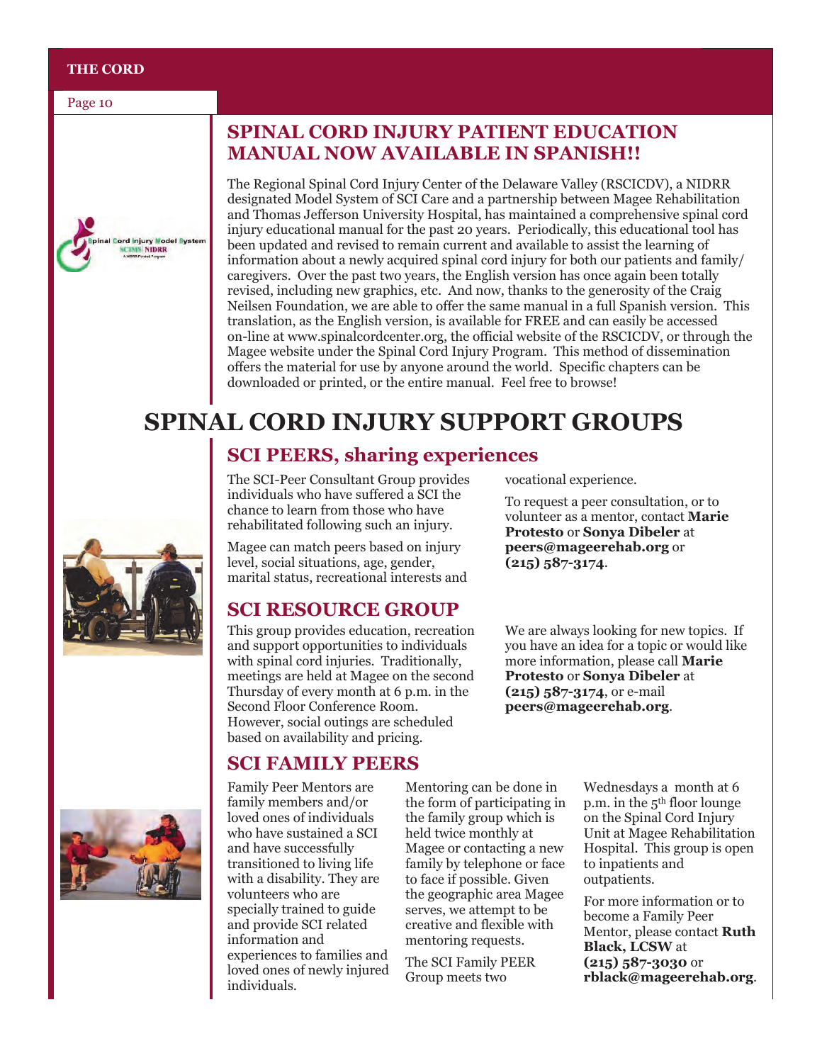## SPINAL CORD INJURY PATIENT EDUCATION MANUAL NOW AVAILABLE IN SPANISH!!

The Regional Spinal Cord Injury Center of the Delaware Valley (RSCICDV), a NIDRR designated Model System of SCI Care and a partnership between Magee Rehabilitation and Thomas Jefferson University Hospital, has maintained a comprehensive spinal cord injury educational manual for the past 20 years. Periodically, this educational tool has been updated and revised to remain current and available to assist the learning of information about a newly acquired spinal cord injury for both our patients and family/caregivers. Over the past two years, the English version has once again been totally revised, including new graphics, etc. And now, thanks to the generosity of the Craig Neilsen Foundation, we are able to offer the same manual in a full Spanish version. This translation, as the English version, is available for FREE and can easily be accessed on-line at www.spinalcordcenter.org, the official website of the RSCICDV, or through the Magee website under the Spinal Cord Injury Program. This method of dissemination offers the material for use by anyone around the world. Specific chapters can be downloaded or printed, or the entire manual. Feel free to browse!

# SPINAL CORD INJURY SUPPORT GROUPS

## SCI PEERS, sharing experiences

The SCI-Peer Consultant Group provides individuals who have suffered a SCI the chance to learn from those who have rehabilitated following such an injury.

Magee can match peers based on injury level, social situations, age, gender, marital status, recreational interests and vocational experience.

To request a peer consultation, or to volunteer as a mentor, contact **Marie Protesto** or **Sonya Dibeler** at **peers@mageerehab.org** or **(215) 587-3174**.

## SCI RESOURCE GROUP

This group provides education, recreation and support opportunities to individuals with spinal cord injuries. Traditionally, meetings are held at Magee on the second Thursday of every month at 6 p.m. in the Second Floor Conference Room. However, social outings are scheduled based on availability and pricing.

We are always looking for new topics. If you have an idea for a topic or would like more information, please call **Marie Protesto** or **Sonya Dibeler** at **(215) 587-3174**, or e-mail **peers@mageerehab.org**.

## SCI FAMILY PEERS

Family Peer Mentors are family members and/or loved ones of individuals who have sustained a SCI and have successfully transitioned to living life with a disability. They are volunteers who are specially trained to guide and provide SCI related information and experiences to families and loved ones of newly injured individuals.

Mentoring can be done in the form of participating in the family group which is held twice monthly at Magee or contacting a new family by telephone or face to face if possible. Given the geographic area Magee serves, we attempt to be creative and flexible with mentoring requests.

The SCI Family PEER Group meets two Wednesdays a month at 6 p.m. in the 5th floor lounge on the Spinal Cord Injury Unit at Magee Rehabilitation Hospital. This group is open to inpatients and outpatients.

For more information or to become a Family Peer Mentor, please contact **Ruth Black, LCSW** at **(215) 587-3030** or **rblack@mageerehab.org**.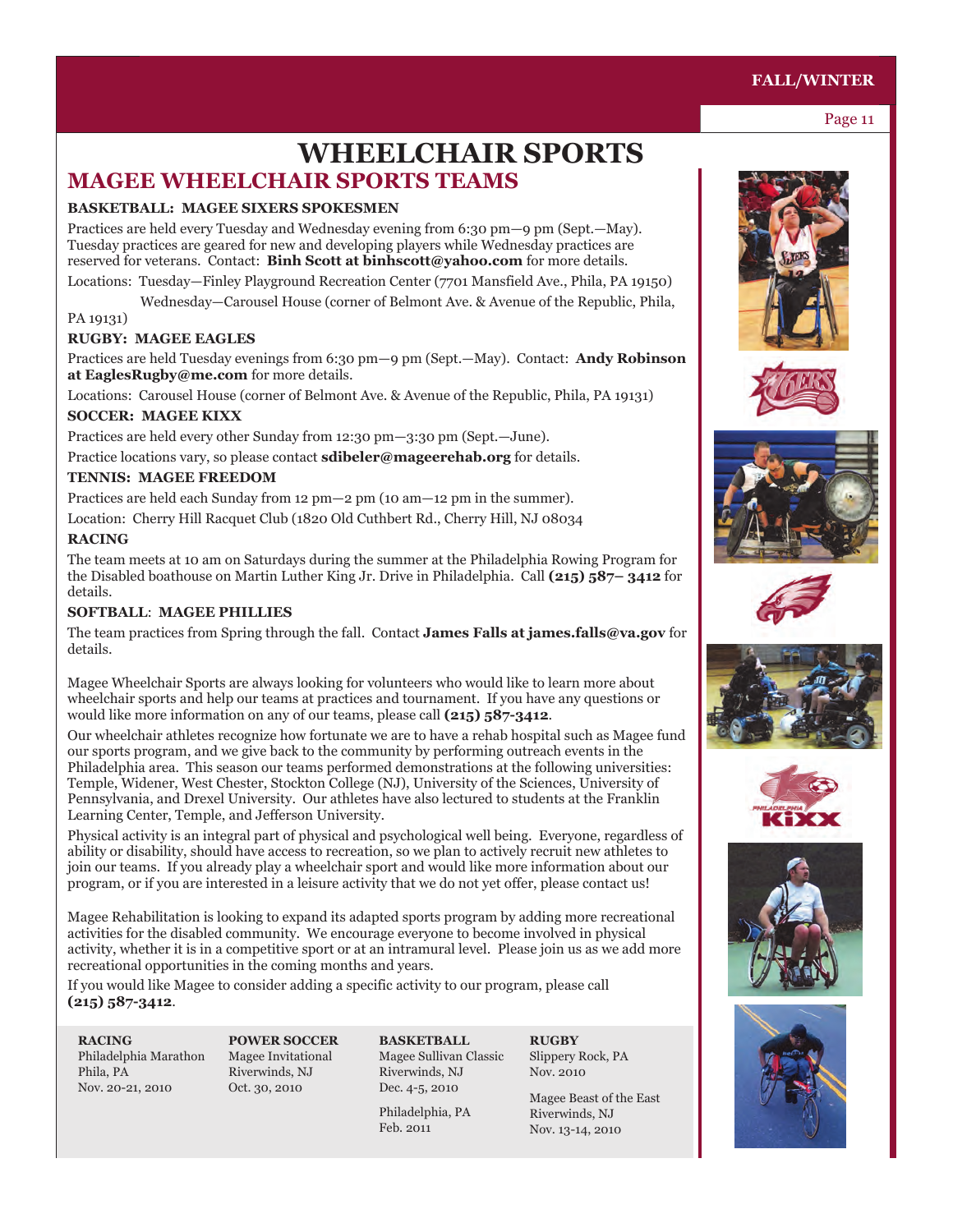# WHEELCHAIR SPORTS

## MAGEE WHEELCHAIR SPORTS TEAMS

### BASKETBALL: MAGEE SIXERS SPOKESMEN

Practices are held every Tuesday and Wednesday evening from 6:30 pm—9 pm (Sept.—May). Tuesday practices are geared for new and developing players while Wednesday practices are reserved for veterans. Contact: **Binh Scott at binhscott@yahoo.com** for more details.

Locations: Tuesday—Finley Playground Recreation Center (7701 Mansfield Ave., Phila, PA 19150)
Wednesday—Carousel House (corner of Belmont Ave. & Avenue of the Republic, Phila, PA 19131)

### RUGBY: MAGEE EAGLES

Practices are held Tuesday evenings from 6:30 pm—9 pm (Sept.—May). Contact: **Andy Robinson at EaglesRugby@me.com** for more details.

Locations: Carousel House (corner of Belmont Ave. & Avenue of the Republic, Phila, PA 19131)

### SOCCER: MAGEE KIXX

Practices are held every other Sunday from 12:30 pm—3:30 pm (Sept.—June).

Practice locations vary, so please contact **sdibeler@mageerehab.org** for details.

### TENNIS: MAGEE FREEDOM

Practices are held each Sunday from 12 pm—2 pm (10 am—12 pm in the summer).

Location: Cherry Hill Racquet Club (1820 Old Cuthbert Rd., Cherry Hill, NJ 08034

### RACING

The team meets at 10 am on Saturdays during the summer at the Philadelphia Rowing Program for the Disabled boathouse on Martin Luther King Jr. Drive in Philadelphia. Call **(215) 587– 3412** for details.

### SOFTBALL: MAGEE PHILLIES

The team practices from Spring through the fall. Contact **James Falls at james.falls@va.gov** for details.

Magee Wheelchair Sports are always looking for volunteers who would like to learn more about wheelchair sports and help our teams at practices and tournament. If you have any questions or would like more information on any of our teams, please call **(215) 587-3412**.

Our wheelchair athletes recognize how fortunate we are to have a rehab hospital such as Magee fund our sports program, and we give back to the community by performing outreach events in the Philadelphia area. This season our teams performed demonstrations at the following universities: Temple, Widener, West Chester, Stockton College (NJ), University of the Sciences, University of Pennsylvania, and Drexel University. Our athletes have also lectured to students at the Franklin Learning Center, Temple, and Jefferson University.

Physical activity is an integral part of physical and psychological well being. Everyone, regardless of ability or disability, should have access to recreation, so we plan to actively recruit new athletes to join our teams. If you already play a wheelchair sport and would like more information about our program, or if you are interested in a leisure activity that we do not yet offer, please contact us!

Magee Rehabilitation is looking to expand its adapted sports program by adding more recreational activities for the disabled community. We encourage everyone to become involved in physical activity, whether it is in a competitive sport or at an intramural level. Please join us as we add more recreational opportunities in the coming months and years.

If you would like Magee to consider adding a specific activity to our program, please call **(215) 587-3412**.

**RACING**
Philadelphia Marathon
Phila, PA
Nov. 20-21, 2010

**POWER SOCCER**
Magee Invitational
Riverwinds, NJ
Oct. 30, 2010

**BASKETBALL**
Magee Sullivan Classic
Riverwinds, NJ
Dec. 4-5, 2010

Philadelphia, PA
Feb. 2011

**RUGBY**
Slippery Rock, PA
Nov. 2010

Magee Beast of the East
Riverwinds, NJ
Nov. 13-14, 2010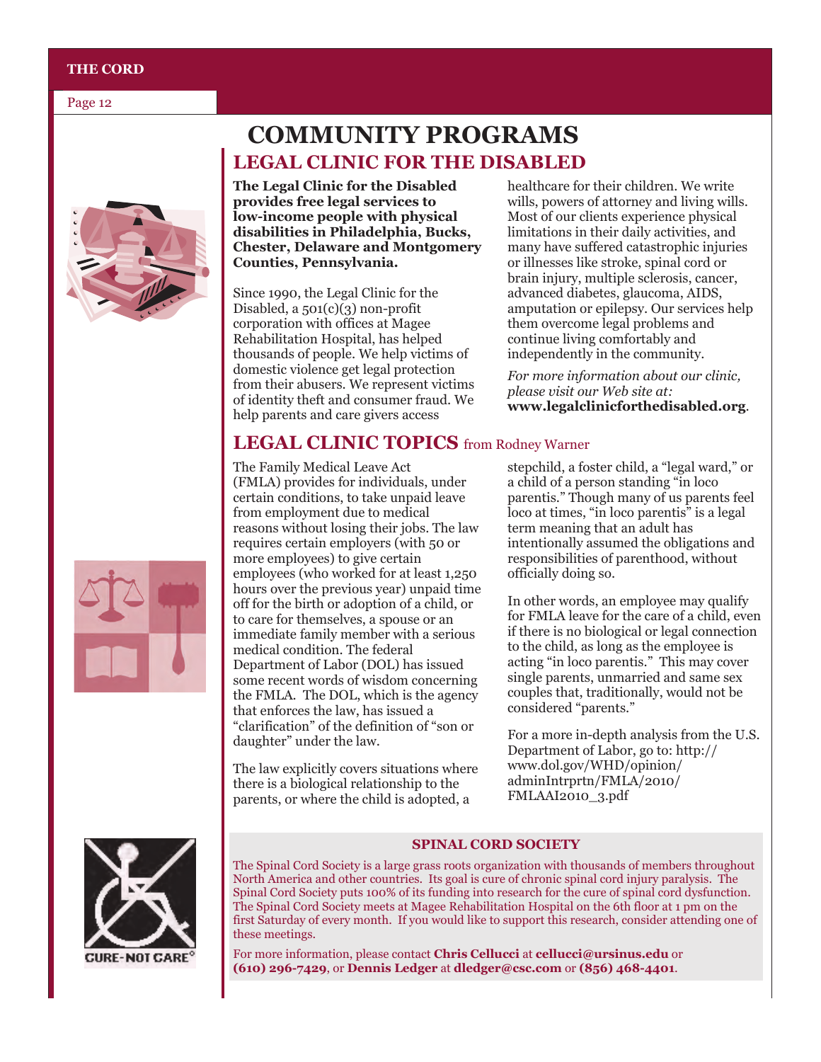# COMMUNITY PROGRAMS

## LEGAL CLINIC FOR THE DISABLED

**The Legal Clinic for the Disabled provides free legal services to low-income people with physical disabilities in Philadelphia, Bucks, Chester, Delaware and Montgomery Counties, Pennsylvania.**

Since 1990, the Legal Clinic for the Disabled, a 501(c)(3) non-profit corporation with offices at Magee Rehabilitation Hospital, has helped thousands of people. We help victims of domestic violence get legal protection from their abusers. We represent victims of identity theft and consumer fraud. We help parents and care givers access healthcare for their children. We write wills, powers of attorney and living wills. Most of our clients experience physical limitations in their daily activities, and many have suffered catastrophic injuries or illnesses like stroke, spinal cord or brain injury, multiple sclerosis, cancer, advanced diabetes, glaucoma, AIDS, amputation or epilepsy. Our services help them overcome legal problems and continue living comfortably and independently in the community.

*For more information about our clinic, please visit our Web site at:* **www.legalclinicforthedisabled.org**.

## LEGAL CLINIC TOPICS from Rodney Warner

The Family Medical Leave Act (FMLA) provides for individuals, under certain conditions, to take unpaid leave from employment due to medical reasons without losing their jobs. The law requires certain employers (with 50 or more employees) to give certain employees (who worked for at least 1,250 hours over the previous year) unpaid time off for the birth or adoption of a child, or to care for themselves, a spouse or an immediate family member with a serious medical condition. The federal Department of Labor (DOL) has issued some recent words of wisdom concerning the FMLA. The DOL, which is the agency that enforces the law, has issued a "clarification" of the definition of "son or daughter" under the law.

The law explicitly covers situations where there is a biological relationship to the parents, or where the child is adopted, a stepchild, a foster child, a "legal ward," or a child of a person standing "in loco parentis." Though many of us parents feel loco at times, "in loco parentis" is a legal term meaning that an adult has intentionally assumed the obligations and responsibilities of parenthood, without officially doing so.

In other words, an employee may qualify for FMLA leave for the care of a child, even if there is no biological or legal connection to the child, as long as the employee is acting "in loco parentis." This may cover single parents, unmarried and same sex couples that, traditionally, would not be considered "parents."

For a more in-depth analysis from the U.S. Department of Labor, go to: http://www.dol.gov/WHD/opinion/adminIntrprtn/FMLA/2010/FMLAAI2010_3.pdf

### SPINAL CORD SOCIETY

The Spinal Cord Society is a large grass roots organization with thousands of members throughout North America and other countries. Its goal is cure of chronic spinal cord injury paralysis. The Spinal Cord Society puts 100% of its funding into research for the cure of spinal cord dysfunction. The Spinal Cord Society meets at Magee Rehabilitation Hospital on the 6th floor at 1 pm on the first Saturday of every month. If you would like to support this research, consider attending one of these meetings.

For more information, please contact **Chris Cellucci** at **cellucci@ursinus.edu** or **(610) 296-7429**, or **Dennis Ledger** at **dledger@csc.com** or **(856) 468-4401**.

CURE-NOT CARE®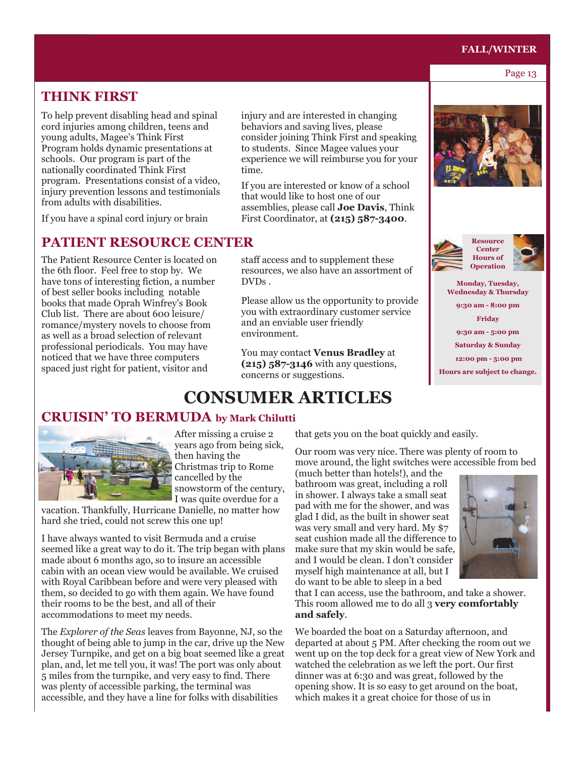## THINK FIRST

To help prevent disabling head and spinal cord injuries among children, teens and young adults, Magee's Think First Program holds dynamic presentations at schools. Our program is part of the nationally coordinated Think First program. Presentations consist of a video, injury prevention lessons and testimonials from adults with disabilities.

If you have a spinal cord injury or brain injury and are interested in changing behaviors and saving lives, please consider joining Think First and speaking to students. Since Magee values your experience we will reimburse you for your time.

If you are interested or know of a school that would like to host one of our assemblies, please call **Joe Davis**, Think First Coordinator, at **(215) 587-3400**.

## PATIENT RESOURCE CENTER

The Patient Resource Center is located on the 6th floor. Feel free to stop by. We have tons of interesting fiction, a number of best seller books including notable books that made Oprah Winfrey's Book Club list. There are about 600 leisure/ romance/mystery novels to choose from as well as a broad selection of relevant professional periodicals. You may have noticed that we have three computers spaced just right for patient, visitor and staff access and to supplement these resources, we also have an assortment of DVDs .

Please allow us the opportunity to provide you with extraordinary customer service and an enviable user friendly environment.

You may contact **Venus Bradley** at **(215) 587-3146** with any questions, concerns or suggestions.

**Resource Center Hours of Operation**

**Monday, Tuesday, Wednesday & Thursday**
**9:30 am - 8:00 pm**
**Friday**
**9:30 am - 5:00 pm**
**Saturday & Sunday**
**12:00 pm - 5:00 pm**
**Hours are subject to change.**

# CONSUMER ARTICLES

## CRUISIN' TO BERMUDA by Mark Chilutti

After missing a cruise 2 years ago from being sick, then having the Christmas trip to Rome cancelled by the snowstorm of the century, I was quite overdue for a vacation. Thankfully, Hurricane Danielle, no matter how hard she tried, could not screw this one up!

I have always wanted to visit Bermuda and a cruise seemed like a great way to do it. The trip began with plans made about 6 months ago, so to insure an accessible cabin with an ocean view would be available. We cruised with Royal Caribbean before and were very pleased with them, so decided to go with them again. We have found their rooms to be the best, and all of their accommodations to meet my needs.

The *Explorer of the Seas* leaves from Bayonne, NJ, so the thought of being able to jump in the car, drive up the New Jersey Turnpike, and get on a big boat seemed like a great plan, and, let me tell you, it was! The port was only about 5 miles from the turnpike, and very easy to find. There was plenty of accessible parking, the terminal was accessible, and they have a line for folks with disabilities that gets you on the boat quickly and easily.

Our room was very nice. There was plenty of room to move around, the light switches were accessible from bed (much better than hotels!), and the bathroom was great, including a roll in shower. I always take a small seat pad with me for the shower, and was glad I did, as the built in shower seat was very small and very hard. My $7 seat cushion made all the difference to make sure that my skin would be safe, and I would be clean. I don't consider myself high maintenance at all, but I do want to be able to sleep in a bed that I can access, use the bathroom, and take a shower. This room allowed me to do all 3 **very comfortably and safely**.

We boarded the boat on a Saturday afternoon, and departed at about 5 PM. After checking the room out we went up on the top deck for a great view of New York and watched the celebration as we left the port. Our first dinner was at 6:30 and was great, followed by the opening show. It is so easy to get around on the boat, which makes it a great choice for those of us in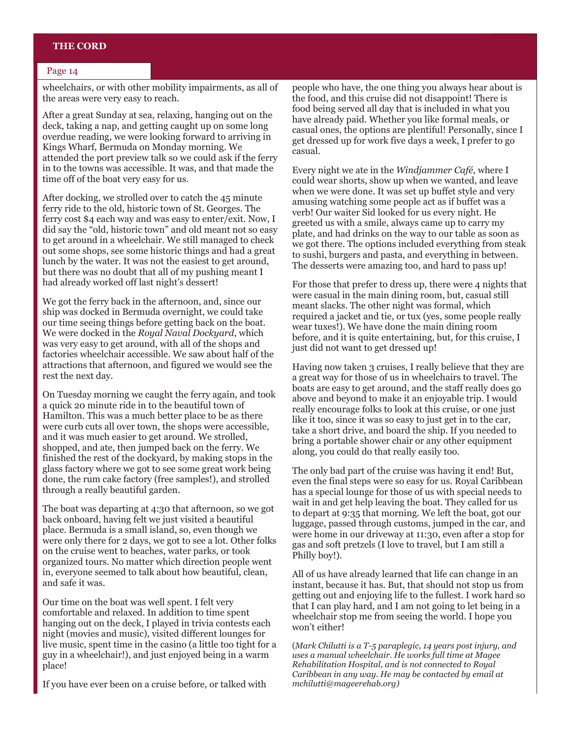wheelchairs, or with other mobility impairments, as all of the areas were very easy to reach.

After a great Sunday at sea, relaxing, hanging out on the deck, taking a nap, and getting caught up on some long overdue reading, we were looking forward to arriving in Kings Wharf, Bermuda on Monday morning. We attended the port preview talk so we could ask if the ferry in to the towns was accessible. It was, and that made the time off of the boat very easy for us.

After docking, we strolled over to catch the 45 minute ferry ride to the old, historic town of St. Georges. The ferry cost $4 each way and was easy to enter/exit. Now, I did say the "old, historic town" and old meant not so easy to get around in a wheelchair. We still managed to check out some shops, see some historic things and had a great lunch by the water. It was not the easiest to get around, but there was no doubt that all of my pushing meant I had already worked off last night's dessert!

We got the ferry back in the afternoon, and, since our ship was docked in Bermuda overnight, we could take our time seeing things before getting back on the boat. We were docked in the *Royal Naval Dockyard*, which was very easy to get around, with all of the shops and factories wheelchair accessible. We saw about half of the attractions that afternoon, and figured we would see the rest the next day.

On Tuesday morning we caught the ferry again, and took a quick 20 minute ride in to the beautiful town of Hamilton. This was a much better place to be as there were curb cuts all over town, the shops were accessible, and it was much easier to get around. We strolled, shopped, and ate, then jumped back on the ferry. We finished the rest of the dockyard, by making stops in the glass factory where we got to see some great work being done, the rum cake factory (free samples!), and strolled through a really beautiful garden.

The boat was departing at 4:30 that afternoon, so we got back onboard, having felt we just visited a beautiful place. Bermuda is a small island, so, even though we were only there for 2 days, we got to see a lot. Other folks on the cruise went to beaches, water parks, or took organized tours. No matter which direction people went in, everyone seemed to talk about how beautiful, clean, and safe it was.

Our time on the boat was well spent. I felt very comfortable and relaxed. In addition to time spent hanging out on the deck, I played in trivia contests each night (movies and music), visited different lounges for live music, spent time in the casino (a little too tight for a guy in a wheelchair!), and just enjoyed being in a warm place!

If you have ever been on a cruise before, or talked with people who have, the one thing you always hear about is the food, and this cruise did not disappoint! There is food being served all day that is included in what you have already paid. Whether you like formal meals, or casual ones, the options are plentiful! Personally, since I get dressed up for work five days a week, I prefer to go casual.

Every night we ate in the *Windjammer Café*, where I could wear shorts, show up when we wanted, and leave when we were done. It was set up buffet style and very amusing watching some people act as if buffet was a verb! Our waiter Sid looked for us every night. He greeted us with a smile, always came up to carry my plate, and had drinks on the way to our table as soon as we got there. The options included everything from steak to sushi, burgers and pasta, and everything in between. The desserts were amazing too, and hard to pass up!

For those that prefer to dress up, there were 4 nights that were casual in the main dining room, but, casual still meant slacks. The other night was formal, which required a jacket and tie, or tux (yes, some people really wear tuxes!). We have done the main dining room before, and it is quite entertaining, but, for this cruise, I just did not want to get dressed up!

Having now taken 3 cruises, I really believe that they are a great way for those of us in wheelchairs to travel. The boats are easy to get around, and the staff really does go above and beyond to make it an enjoyable trip. I would really encourage folks to look at this cruise, or one just like it too, since it was so easy to just get in to the car, take a short drive, and board the ship. If you needed to bring a portable shower chair or any other equipment along, you could do that really easily too.

The only bad part of the cruise was having it end! But, even the final steps were so easy for us. Royal Caribbean has a special lounge for those of us with special needs to wait in and get help leaving the boat. They called for us to depart at 9:35 that morning. We left the boat, got our luggage, passed through customs, jumped in the car, and were home in our driveway at 11:30, even after a stop for gas and soft pretzels (I love to travel, but I am still a Philly boy!).

All of us have already learned that life can change in an instant, because it has. But, that should not stop us from getting out and enjoying life to the fullest. I work hard so that I can play hard, and I am not going to let being in a wheelchair stop me from seeing the world. I hope you won't either!

*(Mark Chilutti is a T-5 paraplegic, 14 years post injury, and uses a manual wheelchair. He works full time at Magee Rehabilitation Hospital, and is not connected to Royal Caribbean in any way. He may be contacted by email at mchilutti@mageerehab.org)*